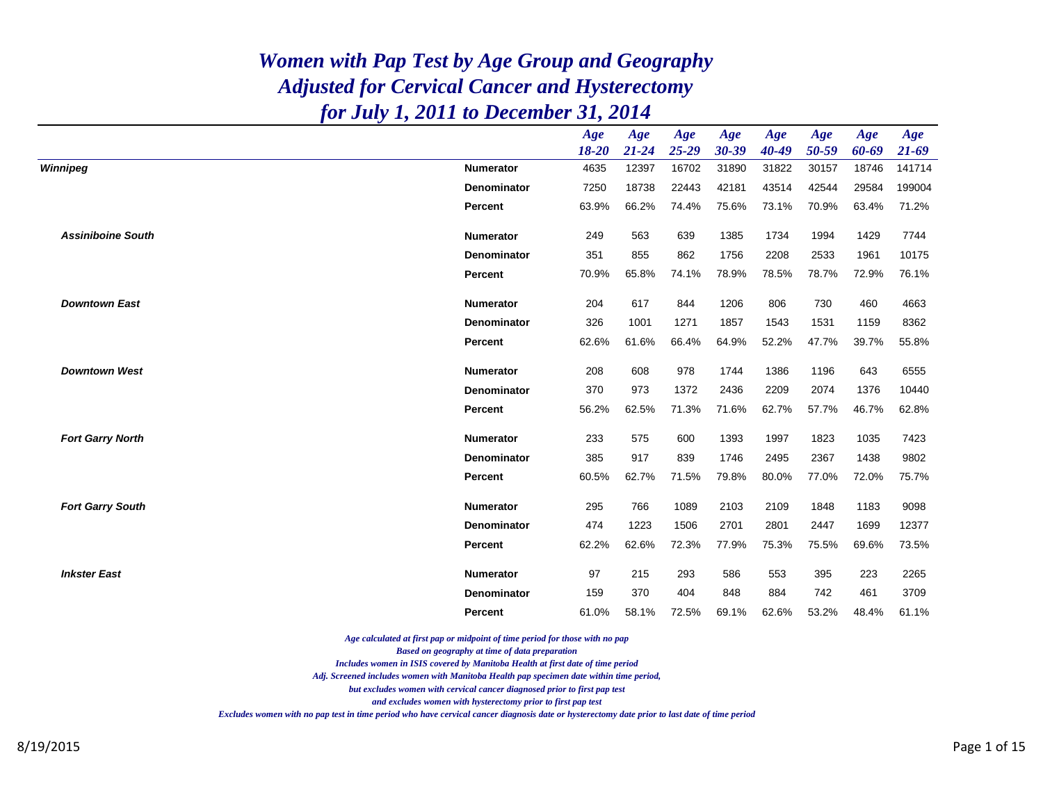# Women with Pap Test by Age Group and Geography
# Adjusted for Cervical Cancer and Hysterectomy
# for July 1, 2011 to December 31, 2014

| | | Age 18-20 | Age 21-24 | Age 25-29 | Age 30-39 | Age 40-49 | Age 50-59 | Age 60-69 | Age 21-69 |
|---|---|---|---|---|---|---|---|---|---|
| ***Winnipeg*** | **Numerator** | 4635 | 12397 | 16702 | 31890 | 31822 | 30157 | 18746 | 141714 |
| | **Denominator** | 7250 | 18738 | 22443 | 42181 | 43514 | 42544 | 29584 | 199004 |
| | **Percent** | 63.9% | 66.2% | 74.4% | 75.6% | 73.1% | 70.9% | 63.4% | 71.2% |
| ***Assiniboine South*** | **Numerator** | 249 | 563 | 639 | 1385 | 1734 | 1994 | 1429 | 7744 |
| | **Denominator** | 351 | 855 | 862 | 1756 | 2208 | 2533 | 1961 | 10175 |
| | **Percent** | 70.9% | 65.8% | 74.1% | 78.9% | 78.5% | 78.7% | 72.9% | 76.1% |
| ***Downtown East*** | **Numerator** | 204 | 617 | 844 | 1206 | 806 | 730 | 460 | 4663 |
| | **Denominator** | 326 | 1001 | 1271 | 1857 | 1543 | 1531 | 1159 | 8362 |
| | **Percent** | 62.6% | 61.6% | 66.4% | 64.9% | 52.2% | 47.7% | 39.7% | 55.8% |
| ***Downtown West*** | **Numerator** | 208 | 608 | 978 | 1744 | 1386 | 1196 | 643 | 6555 |
| | **Denominator** | 370 | 973 | 1372 | 2436 | 2209 | 2074 | 1376 | 10440 |
| | **Percent** | 56.2% | 62.5% | 71.3% | 71.6% | 62.7% | 57.7% | 46.7% | 62.8% |
| ***Fort Garry North*** | **Numerator** | 233 | 575 | 600 | 1393 | 1997 | 1823 | 1035 | 7423 |
| | **Denominator** | 385 | 917 | 839 | 1746 | 2495 | 2367 | 1438 | 9802 |
| | **Percent** | 60.5% | 62.7% | 71.5% | 79.8% | 80.0% | 77.0% | 72.0% | 75.7% |
| ***Fort Garry South*** | **Numerator** | 295 | 766 | 1089 | 2103 | 2109 | 1848 | 1183 | 9098 |
| | **Denominator** | 474 | 1223 | 1506 | 2701 | 2801 | 2447 | 1699 | 12377 |
| | **Percent** | 62.2% | 62.6% | 72.3% | 77.9% | 75.3% | 75.5% | 69.6% | 73.5% |
| ***Inkster East*** | **Numerator** | 97 | 215 | 293 | 586 | 553 | 395 | 223 | 2265 |
| | **Denominator** | 159 | 370 | 404 | 848 | 884 | 742 | 461 | 3709 |
| | **Percent** | 61.0% | 58.1% | 72.5% | 69.1% | 62.6% | 53.2% | 48.4% | 61.1% |

*Age calculated at first pap or midpoint of time period for those with no pap*
*Based on geography at time of data preparation*
*Includes women in ISIS covered by Manitoba Health at first date of time period*
*Adj. Screened includes women with Manitoba Health pap specimen date within time period,*
*but excludes women with cervical cancer diagnosed prior to first pap test*
*and excludes women with hysterectomy prior to first pap test*
*Excludes women with no pap test in time period who have cervical cancer diagnosis date or hysterectomy date prior to last date of time period*

8/19/2015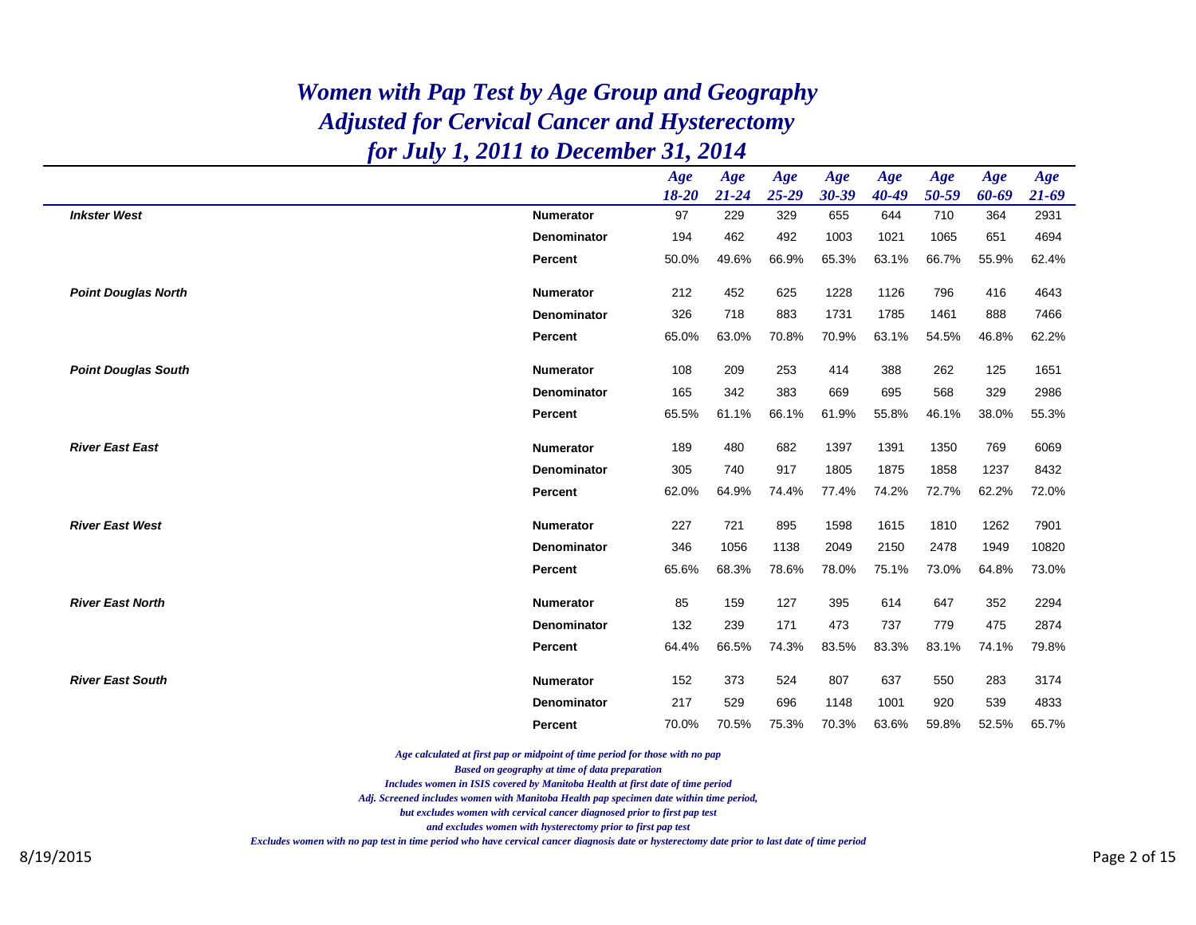# *Women with Pap Test by Age Group and Geography*
# *Adjusted for Cervical Cancer and Hysterectomy*
# *for July 1, 2011 to December 31, 2014*

| | | Age 18-20 | Age 21-24 | Age 25-29 | Age 30-39 | Age 40-49 | Age 50-59 | Age 60-69 | Age 21-69 |
|---|---|---|---|---|---|---|---|---|---|
| ***Inkster West*** | **Numerator** | 97 | 229 | 329 | 655 | 644 | 710 | 364 | 2931 |
| | **Denominator** | 194 | 462 | 492 | 1003 | 1021 | 1065 | 651 | 4694 |
| | **Percent** | 50.0% | 49.6% | 66.9% | 65.3% | 63.1% | 66.7% | 55.9% | 62.4% |
| ***Point Douglas North*** | **Numerator** | 212 | 452 | 625 | 1228 | 1126 | 796 | 416 | 4643 |
| | **Denominator** | 326 | 718 | 883 | 1731 | 1785 | 1461 | 888 | 7466 |
| | **Percent** | 65.0% | 63.0% | 70.8% | 70.9% | 63.1% | 54.5% | 46.8% | 62.2% |
| ***Point Douglas South*** | **Numerator** | 108 | 209 | 253 | 414 | 388 | 262 | 125 | 1651 |
| | **Denominator** | 165 | 342 | 383 | 669 | 695 | 568 | 329 | 2986 |
| | **Percent** | 65.5% | 61.1% | 66.1% | 61.9% | 55.8% | 46.1% | 38.0% | 55.3% |
| ***River East East*** | **Numerator** | 189 | 480 | 682 | 1397 | 1391 | 1350 | 769 | 6069 |
| | **Denominator** | 305 | 740 | 917 | 1805 | 1875 | 1858 | 1237 | 8432 |
| | **Percent** | 62.0% | 64.9% | 74.4% | 77.4% | 74.2% | 72.7% | 62.2% | 72.0% |
| ***River East West*** | **Numerator** | 227 | 721 | 895 | 1598 | 1615 | 1810 | 1262 | 7901 |
| | **Denominator** | 346 | 1056 | 1138 | 2049 | 2150 | 2478 | 1949 | 10820 |
| | **Percent** | 65.6% | 68.3% | 78.6% | 78.0% | 75.1% | 73.0% | 64.8% | 73.0% |
| ***River East North*** | **Numerator** | 85 | 159 | 127 | 395 | 614 | 647 | 352 | 2294 |
| | **Denominator** | 132 | 239 | 171 | 473 | 737 | 779 | 475 | 2874 |
| | **Percent** | 64.4% | 66.5% | 74.3% | 83.5% | 83.3% | 83.1% | 74.1% | 79.8% |
| ***River East South*** | **Numerator** | 152 | 373 | 524 | 807 | 637 | 550 | 283 | 3174 |
| | **Denominator** | 217 | 529 | 696 | 1148 | 1001 | 920 | 539 | 4833 |
| | **Percent** | 70.0% | 70.5% | 75.3% | 70.3% | 63.6% | 59.8% | 52.5% | 65.7% |

*Age calculated at first pap or midpoint of time period for those with no pap*
*Based on geography at time of data preparation*
*Includes women in ISIS covered by Manitoba Health at first date of time period*
*Adj. Screened includes women with Manitoba Health pap specimen date within time period,*
*but excludes women with cervical cancer diagnosed prior to first pap test*
*and excludes women with hysterectomy prior to first pap test*
*Excludes women with no pap test in time period who have cervical cancer diagnosis date or hysterectomy date prior to last date of time period*

8/19/2015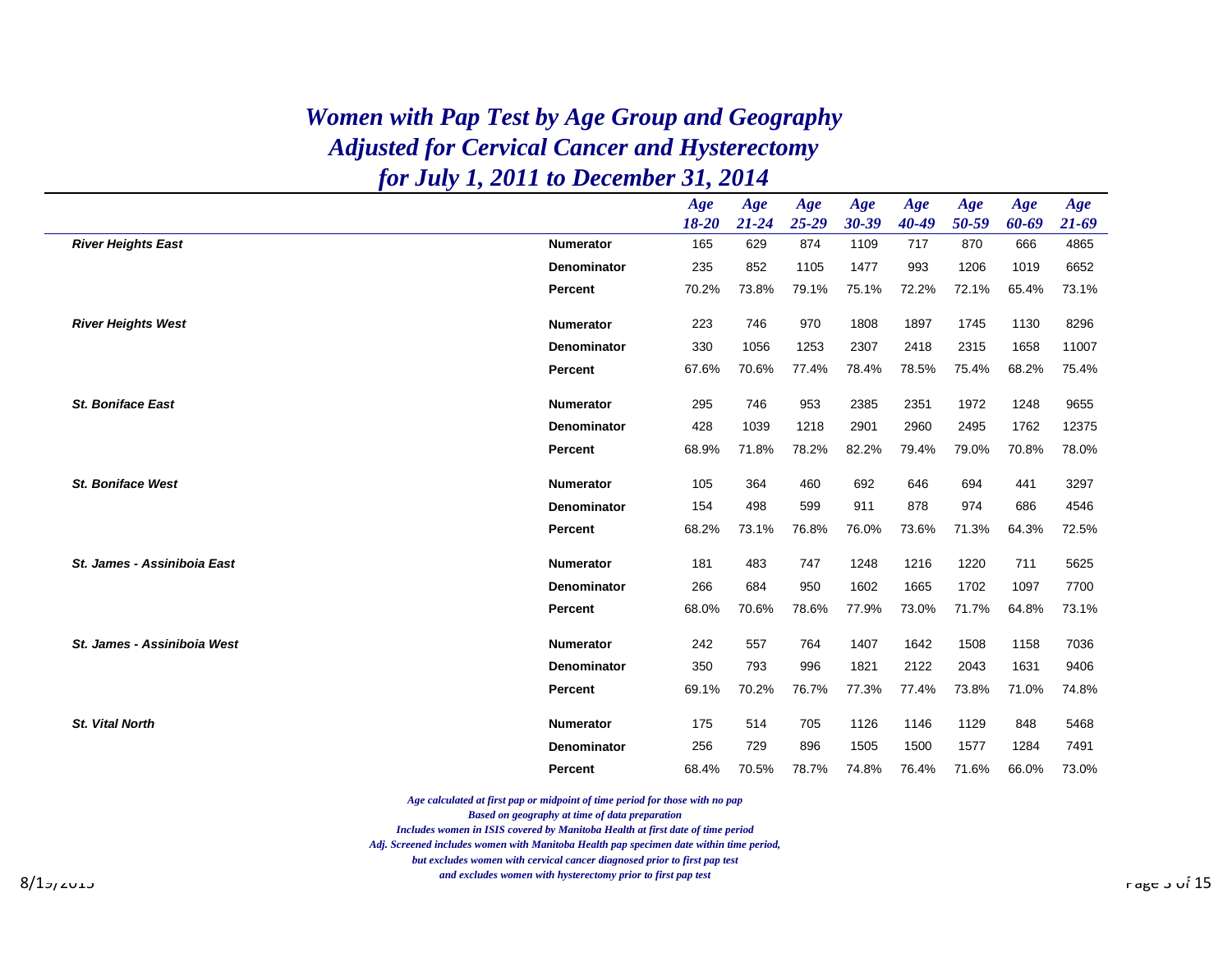# *Women with Pap Test by Age Group and Geography*
# *Adjusted for Cervical Cancer and Hysterectomy*
# *for July 1, 2011 to December 31, 2014*

| | | *Age 18-20* | *Age 21-24* | *Age 25-29* | *Age 30-39* | *Age 40-49* | *Age 50-59* | *Age 60-69* | *Age 21-69* |
|---|---|---|---|---|---|---|---|---|---|
| ***River Heights East*** | **Numerator** | 165 | 629 | 874 | 1109 | 717 | 870 | 666 | 4865 |
| | **Denominator** | 235 | 852 | 1105 | 1477 | 993 | 1206 | 1019 | 6652 |
| | **Percent** | 70.2% | 73.8% | 79.1% | 75.1% | 72.2% | 72.1% | 65.4% | 73.1% |
| ***River Heights West*** | **Numerator** | 223 | 746 | 970 | 1808 | 1897 | 1745 | 1130 | 8296 |
| | **Denominator** | 330 | 1056 | 1253 | 2307 | 2418 | 2315 | 1658 | 11007 |
| | **Percent** | 67.6% | 70.6% | 77.4% | 78.4% | 78.5% | 75.4% | 68.2% | 75.4% |
| ***St. Boniface East*** | **Numerator** | 295 | 746 | 953 | 2385 | 2351 | 1972 | 1248 | 9655 |
| | **Denominator** | 428 | 1039 | 1218 | 2901 | 2960 | 2495 | 1762 | 12375 |
| | **Percent** | 68.9% | 71.8% | 78.2% | 82.2% | 79.4% | 79.0% | 70.8% | 78.0% |
| ***St. Boniface West*** | **Numerator** | 105 | 364 | 460 | 692 | 646 | 694 | 441 | 3297 |
| | **Denominator** | 154 | 498 | 599 | 911 | 878 | 974 | 686 | 4546 |
| | **Percent** | 68.2% | 73.1% | 76.8% | 76.0% | 73.6% | 71.3% | 64.3% | 72.5% |
| ***St. James - Assiniboia East*** | **Numerator** | 181 | 483 | 747 | 1248 | 1216 | 1220 | 711 | 5625 |
| | **Denominator** | 266 | 684 | 950 | 1602 | 1665 | 1702 | 1097 | 7700 |
| | **Percent** | 68.0% | 70.6% | 78.6% | 77.9% | 73.0% | 71.7% | 64.8% | 73.1% |
| ***St. James - Assiniboia West*** | **Numerator** | 242 | 557 | 764 | 1407 | 1642 | 1508 | 1158 | 7036 |
| | **Denominator** | 350 | 793 | 996 | 1821 | 2122 | 2043 | 1631 | 9406 |
| | **Percent** | 69.1% | 70.2% | 76.7% | 77.3% | 77.4% | 73.8% | 71.0% | 74.8% |
| ***St. Vital North*** | **Numerator** | 175 | 514 | 705 | 1126 | 1146 | 1129 | 848 | 5468 |
| | **Denominator** | 256 | 729 | 896 | 1505 | 1500 | 1577 | 1284 | 7491 |
| | **Percent** | 68.4% | 70.5% | 78.7% | 74.8% | 76.4% | 71.6% | 66.0% | 73.0% |

*Age calculated at first pap or midpoint of time period for those with no pap*
*Based on geography at time of data preparation*
*Includes women in ISIS covered by Manitoba Health at first date of time period*
*Adj. Screened includes women with Manitoba Health pap specimen date within time period,*
*but excludes women with cervical cancer diagnosed prior to first pap test*
*and excludes women with hysterectomy prior to first pap test*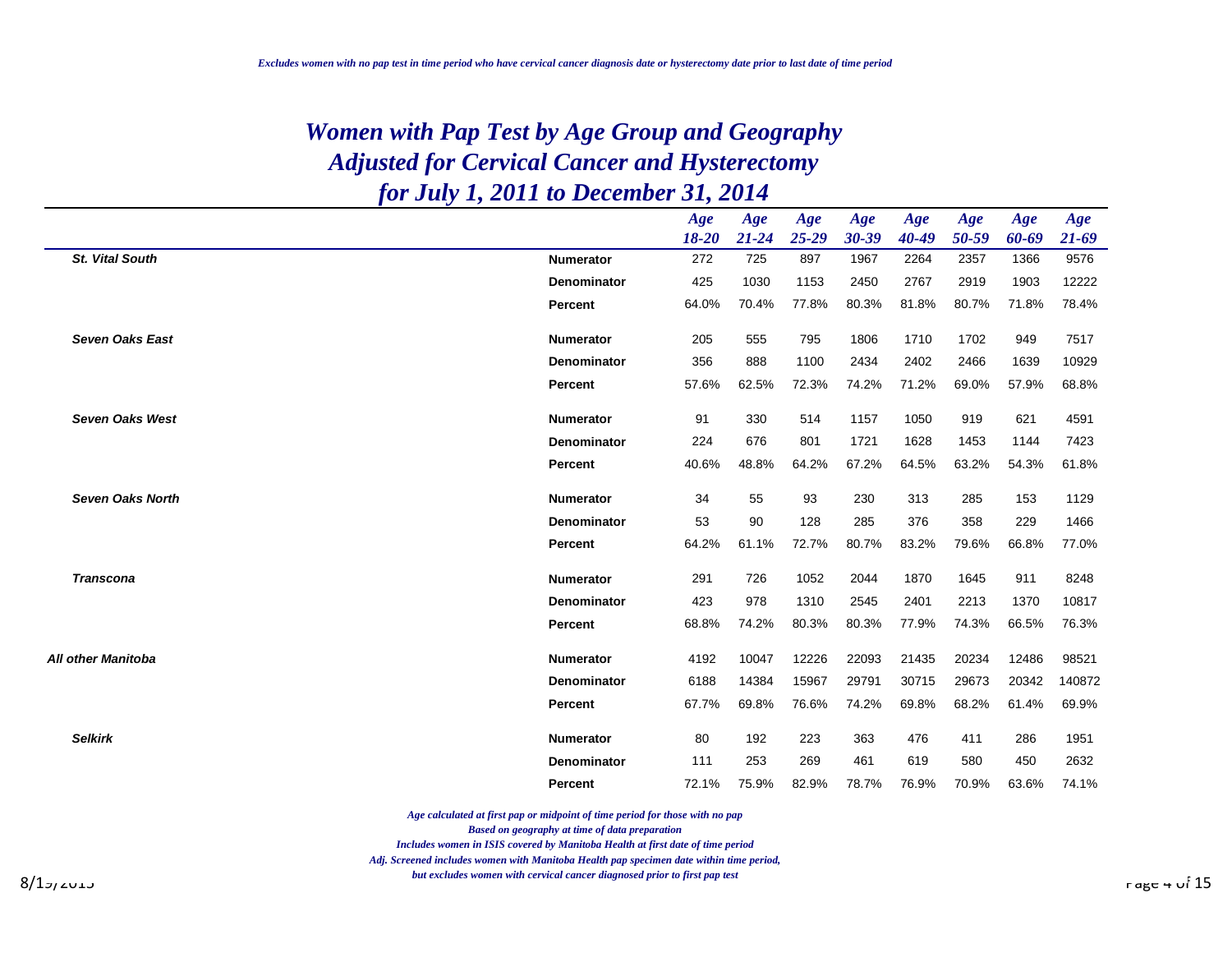*Excludes women with no pap test in time period who have cervical cancer diagnosis date or hysterectomy date prior to last date of time period*

# *Women with Pap Test by Age Group and Geography Adjusted for Cervical Cancer and Hysterectomy for July 1, 2011 to December 31, 2014*

| | | Age 18-20 | Age 21-24 | Age 25-29 | Age 30-39 | Age 40-49 | Age 50-59 | Age 60-69 | Age 21-69 |
|---|---|---|---|---|---|---|---|---|---|
| ***St. Vital South*** | **Numerator** | 272 | 725 | 897 | 1967 | 2264 | 2357 | 1366 | 9576 |
| | **Denominator** | 425 | 1030 | 1153 | 2450 | 2767 | 2919 | 1903 | 12222 |
| | **Percent** | 64.0% | 70.4% | 77.8% | 80.3% | 81.8% | 80.7% | 71.8% | 78.4% |
| ***Seven Oaks East*** | **Numerator** | 205 | 555 | 795 | 1806 | 1710 | 1702 | 949 | 7517 |
| | **Denominator** | 356 | 888 | 1100 | 2434 | 2402 | 2466 | 1639 | 10929 |
| | **Percent** | 57.6% | 62.5% | 72.3% | 74.2% | 71.2% | 69.0% | 57.9% | 68.8% |
| ***Seven Oaks West*** | **Numerator** | 91 | 330 | 514 | 1157 | 1050 | 919 | 621 | 4591 |
| | **Denominator** | 224 | 676 | 801 | 1721 | 1628 | 1453 | 1144 | 7423 |
| | **Percent** | 40.6% | 48.8% | 64.2% | 67.2% | 64.5% | 63.2% | 54.3% | 61.8% |
| ***Seven Oaks North*** | **Numerator** | 34 | 55 | 93 | 230 | 313 | 285 | 153 | 1129 |
| | **Denominator** | 53 | 90 | 128 | 285 | 376 | 358 | 229 | 1466 |
| | **Percent** | 64.2% | 61.1% | 72.7% | 80.7% | 83.2% | 79.6% | 66.8% | 77.0% |
| ***Transcona*** | **Numerator** | 291 | 726 | 1052 | 2044 | 1870 | 1645 | 911 | 8248 |
| | **Denominator** | 423 | 978 | 1310 | 2545 | 2401 | 2213 | 1370 | 10817 |
| | **Percent** | 68.8% | 74.2% | 80.3% | 80.3% | 77.9% | 74.3% | 66.5% | 76.3% |
| ***All other Manitoba*** | **Numerator** | 4192 | 10047 | 12226 | 22093 | 21435 | 20234 | 12486 | 98521 |
| | **Denominator** | 6188 | 14384 | 15967 | 29791 | 30715 | 29673 | 20342 | 140872 |
| | **Percent** | 67.7% | 69.8% | 76.6% | 74.2% | 69.8% | 68.2% | 61.4% | 69.9% |
| ***Selkirk*** | **Numerator** | 80 | 192 | 223 | 363 | 476 | 411 | 286 | 1951 |
| | **Denominator** | 111 | 253 | 269 | 461 | 619 | 580 | 450 | 2632 |
| | **Percent** | 72.1% | 75.9% | 82.9% | 78.7% | 76.9% | 70.9% | 63.6% | 74.1% |

*Age calculated at first pap or midpoint of time period for those with no pap*
*Based on geography at time of data preparation*
*Includes women in ISIS covered by Manitoba Health at first date of time period*
*Adj. Screened includes women with Manitoba Health pap specimen date within time period, but excludes women with cervical cancer diagnosed prior to first pap test*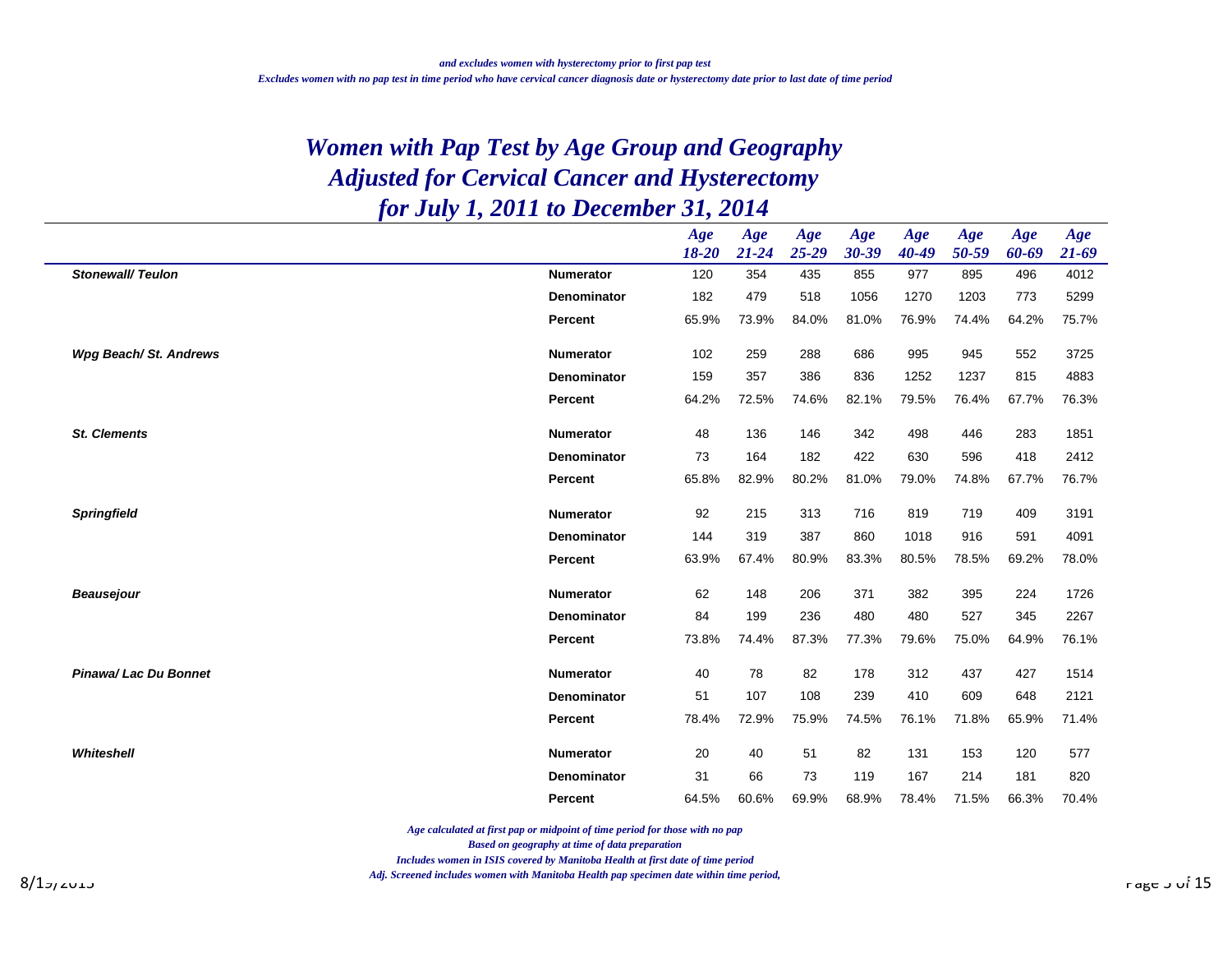*and excludes women with hysterectomy prior to first pap test*

*Excludes women with no pap test in time period who have cervical cancer diagnosis date or hysterectomy date prior to last date of time period*

# *Women with Pap Test by Age Group and Geography*
# *Adjusted for Cervical Cancer and Hysterectomy*
# *for July 1, 2011 to December 31, 2014*

| | | Age 18-20 | Age 21-24 | Age 25-29 | Age 30-39 | Age 40-49 | Age 50-59 | Age 60-69 | Age 21-69 |
|---|---|---|---|---|---|---|---|---|---|
| ***Stonewall/ Teulon*** | **Numerator** | 120 | 354 | 435 | 855 | 977 | 895 | 496 | 4012 |
| | **Denominator** | 182 | 479 | 518 | 1056 | 1270 | 1203 | 773 | 5299 |
| | **Percent** | 65.9% | 73.9% | 84.0% | 81.0% | 76.9% | 74.4% | 64.2% | 75.7% |
| ***Wpg Beach/ St. Andrews*** | **Numerator** | 102 | 259 | 288 | 686 | 995 | 945 | 552 | 3725 |
| | **Denominator** | 159 | 357 | 386 | 836 | 1252 | 1237 | 815 | 4883 |
| | **Percent** | 64.2% | 72.5% | 74.6% | 82.1% | 79.5% | 76.4% | 67.7% | 76.3% |
| ***St. Clements*** | **Numerator** | 48 | 136 | 146 | 342 | 498 | 446 | 283 | 1851 |
| | **Denominator** | 73 | 164 | 182 | 422 | 630 | 596 | 418 | 2412 |
| | **Percent** | 65.8% | 82.9% | 80.2% | 81.0% | 79.0% | 74.8% | 67.7% | 76.7% |
| ***Springfield*** | **Numerator** | 92 | 215 | 313 | 716 | 819 | 719 | 409 | 3191 |
| | **Denominator** | 144 | 319 | 387 | 860 | 1018 | 916 | 591 | 4091 |
| | **Percent** | 63.9% | 67.4% | 80.9% | 83.3% | 80.5% | 78.5% | 69.2% | 78.0% |
| ***Beausejour*** | **Numerator** | 62 | 148 | 206 | 371 | 382 | 395 | 224 | 1726 |
| | **Denominator** | 84 | 199 | 236 | 480 | 480 | 527 | 345 | 2267 |
| | **Percent** | 73.8% | 74.4% | 87.3% | 77.3% | 79.6% | 75.0% | 64.9% | 76.1% |
| ***Pinawa/ Lac Du Bonnet*** | **Numerator** | 40 | 78 | 82 | 178 | 312 | 437 | 427 | 1514 |
| | **Denominator** | 51 | 107 | 108 | 239 | 410 | 609 | 648 | 2121 |
| | **Percent** | 78.4% | 72.9% | 75.9% | 74.5% | 76.1% | 71.8% | 65.9% | 71.4% |
| ***Whiteshell*** | **Numerator** | 20 | 40 | 51 | 82 | 131 | 153 | 120 | 577 |
| | **Denominator** | 31 | 66 | 73 | 119 | 167 | 214 | 181 | 820 |
| | **Percent** | 64.5% | 60.6% | 69.9% | 68.9% | 78.4% | 71.5% | 66.3% | 70.4% |

*Age calculated at first pap or midpoint of time period for those with no pap*

*Based on geography at time of data preparation*

*Includes women in ISIS covered by Manitoba Health at first date of time period*

*Adj. Screened includes women with Manitoba Health pap specimen date within time period,*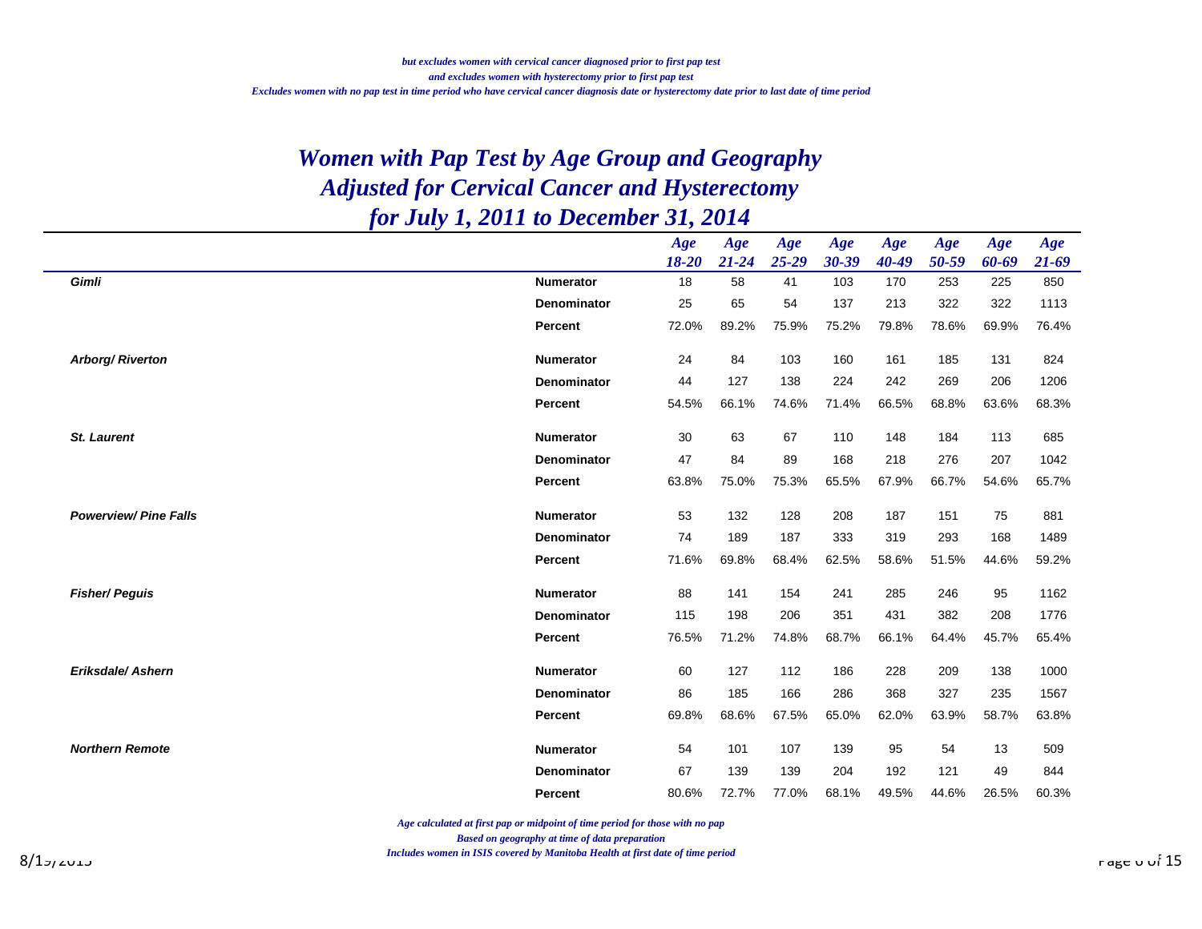*but excludes women with cervical cancer diagnosed prior to first pap test*
*and excludes women with hysterectomy prior to first pap test*
*Excludes women with no pap test in time period who have cervical cancer diagnosis date or hysterectomy date prior to last date of time period*

# *Women with Pap Test by Age Group and Geography Adjusted for Cervical Cancer and Hysterectomy for July 1, 2011 to December 31, 2014*

| | | Age 18-20 | Age 21-24 | Age 25-29 | Age 30-39 | Age 40-49 | Age 50-59 | Age 60-69 | Age 21-69 |
|---|---|---|---|---|---|---|---|---|---|
| ***Gimli*** | **Numerator** | 18 | 58 | 41 | 103 | 170 | 253 | 225 | 850 |
| | **Denominator** | 25 | 65 | 54 | 137 | 213 | 322 | 322 | 1113 |
| | **Percent** | 72.0% | 89.2% | 75.9% | 75.2% | 79.8% | 78.6% | 69.9% | 76.4% |
| ***Arborg/ Riverton*** | **Numerator** | 24 | 84 | 103 | 160 | 161 | 185 | 131 | 824 |
| | **Denominator** | 44 | 127 | 138 | 224 | 242 | 269 | 206 | 1206 |
| | **Percent** | 54.5% | 66.1% | 74.6% | 71.4% | 66.5% | 68.8% | 63.6% | 68.3% |
| ***St. Laurent*** | **Numerator** | 30 | 63 | 67 | 110 | 148 | 184 | 113 | 685 |
| | **Denominator** | 47 | 84 | 89 | 168 | 218 | 276 | 207 | 1042 |
| | **Percent** | 63.8% | 75.0% | 75.3% | 65.5% | 67.9% | 66.7% | 54.6% | 65.7% |
| ***Powerview/ Pine Falls*** | **Numerator** | 53 | 132 | 128 | 208 | 187 | 151 | 75 | 881 |
| | **Denominator** | 74 | 189 | 187 | 333 | 319 | 293 | 168 | 1489 |
| | **Percent** | 71.6% | 69.8% | 68.4% | 62.5% | 58.6% | 51.5% | 44.6% | 59.2% |
| ***Fisher/ Peguis*** | **Numerator** | 88 | 141 | 154 | 241 | 285 | 246 | 95 | 1162 |
| | **Denominator** | 115 | 198 | 206 | 351 | 431 | 382 | 208 | 1776 |
| | **Percent** | 76.5% | 71.2% | 74.8% | 68.7% | 66.1% | 64.4% | 45.7% | 65.4% |
| ***Eriksdale/ Ashern*** | **Numerator** | 60 | 127 | 112 | 186 | 228 | 209 | 138 | 1000 |
| | **Denominator** | 86 | 185 | 166 | 286 | 368 | 327 | 235 | 1567 |
| | **Percent** | 69.8% | 68.6% | 67.5% | 65.0% | 62.0% | 63.9% | 58.7% | 63.8% |
| ***Northern Remote*** | **Numerator** | 54 | 101 | 107 | 139 | 95 | 54 | 13 | 509 |
| | **Denominator** | 67 | 139 | 139 | 204 | 192 | 121 | 49 | 844 |
| | **Percent** | 80.6% | 72.7% | 77.0% | 68.1% | 49.5% | 44.6% | 26.5% | 60.3% |

*Age calculated at first pap or midpoint of time period for those with no pap*
*Based on geography at time of data preparation*
*Includes women in ISIS covered by Manitoba Health at first date of time period*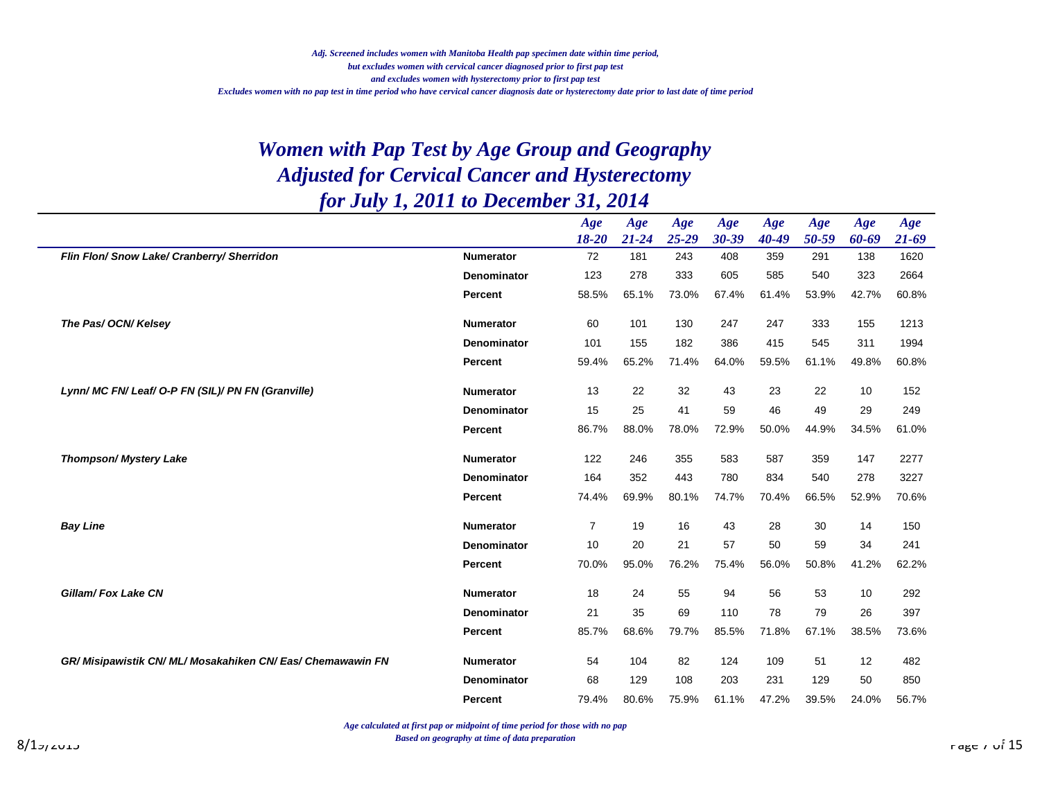*Adj. Screened includes women with Manitoba Health pap specimen date within time period,*
*but excludes women with cervical cancer diagnosed prior to first pap test*
*and excludes women with hysterectomy prior to first pap test*
*Excludes women with no pap test in time period who have cervical cancer diagnosis date or hysterectomy date prior to last date of time period*

# *Women with Pap Test by Age Group and Geography Adjusted for Cervical Cancer and Hysterectomy for July 1, 2011 to December 31, 2014*

| | | Age 18-20 | Age 21-24 | Age 25-29 | Age 30-39 | Age 40-49 | Age 50-59 | Age 60-69 | Age 21-69 |
|---|---|---|---|---|---|---|---|---|---|
| ***Flin Flon/ Snow Lake/ Cranberry/ Sherridon*** | **Numerator** | 72 | 181 | 243 | 408 | 359 | 291 | 138 | 1620 |
| | **Denominator** | 123 | 278 | 333 | 605 | 585 | 540 | 323 | 2664 |
| | **Percent** | 58.5% | 65.1% | 73.0% | 67.4% | 61.4% | 53.9% | 42.7% | 60.8% |
| ***The Pas/ OCN/ Kelsey*** | **Numerator** | 60 | 101 | 130 | 247 | 247 | 333 | 155 | 1213 |
| | **Denominator** | 101 | 155 | 182 | 386 | 415 | 545 | 311 | 1994 |
| | **Percent** | 59.4% | 65.2% | 71.4% | 64.0% | 59.5% | 61.1% | 49.8% | 60.8% |
| ***Lynn/ MC FN/ Leaf/ O-P FN (SIL)/ PN FN (Granville)*** | **Numerator** | 13 | 22 | 32 | 43 | 23 | 22 | 10 | 152 |
| | **Denominator** | 15 | 25 | 41 | 59 | 46 | 49 | 29 | 249 |
| | **Percent** | 86.7% | 88.0% | 78.0% | 72.9% | 50.0% | 44.9% | 34.5% | 61.0% |
| ***Thompson/ Mystery Lake*** | **Numerator** | 122 | 246 | 355 | 583 | 587 | 359 | 147 | 2277 |
| | **Denominator** | 164 | 352 | 443 | 780 | 834 | 540 | 278 | 3227 |
| | **Percent** | 74.4% | 69.9% | 80.1% | 74.7% | 70.4% | 66.5% | 52.9% | 70.6% |
| ***Bay Line*** | **Numerator** | 7 | 19 | 16 | 43 | 28 | 30 | 14 | 150 |
| | **Denominator** | 10 | 20 | 21 | 57 | 50 | 59 | 34 | 241 |
| | **Percent** | 70.0% | 95.0% | 76.2% | 75.4% | 56.0% | 50.8% | 41.2% | 62.2% |
| ***Gillam/ Fox Lake CN*** | **Numerator** | 18 | 24 | 55 | 94 | 56 | 53 | 10 | 292 |
| | **Denominator** | 21 | 35 | 69 | 110 | 78 | 79 | 26 | 397 |
| | **Percent** | 85.7% | 68.6% | 79.7% | 85.5% | 71.8% | 67.1% | 38.5% | 73.6% |
| ***GR/ Misipawistik CN/ ML/ Mosakahiken CN/ Eas/ Chemawawin FN*** | **Numerator** | 54 | 104 | 82 | 124 | 109 | 51 | 12 | 482 |
| | **Denominator** | 68 | 129 | 108 | 203 | 231 | 129 | 50 | 850 |
| | **Percent** | 79.4% | 80.6% | 75.9% | 61.1% | 47.2% | 39.5% | 24.0% | 56.7% |

*Age calculated at first pap or midpoint of time period for those with no pap*
*Based on geography at time of data preparation*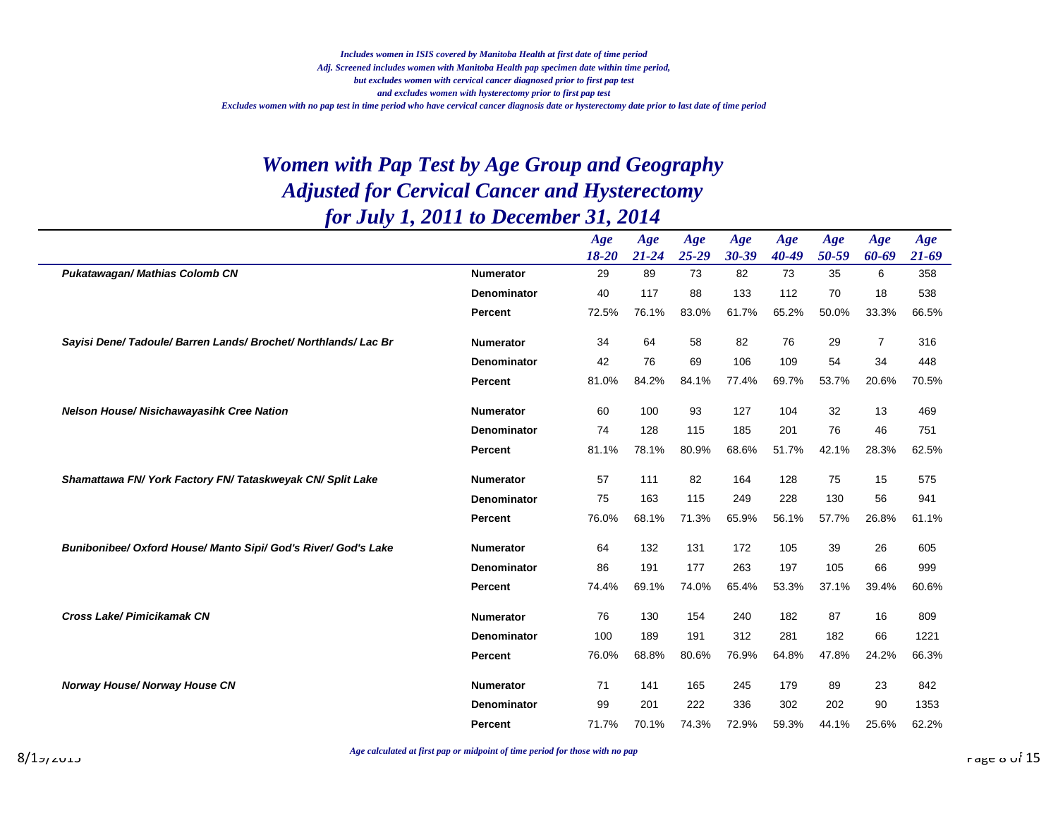*Includes women in ISIS covered by Manitoba Health at first date of time period*
*Adj. Screened includes women with Manitoba Health pap specimen date within time period,*
*but excludes women with cervical cancer diagnosed prior to first pap test*
*and excludes women with hysterectomy prior to first pap test*
*Excludes women with no pap test in time period who have cervical cancer diagnosis date or hysterectomy date prior to last date of time period*

# *Women with Pap Test by Age Group and Geography Adjusted for Cervical Cancer and Hysterectomy for July 1, 2011 to December 31, 2014*

| | | Age 18-20 | Age 21-24 | Age 25-29 | Age 30-39 | Age 40-49 | Age 50-59 | Age 60-69 | Age 21-69 |
|---|---|---|---|---|---|---|---|---|---|
| ***Pukatawagan/ Mathias Colomb CN*** | **Numerator** | 29 | 89 | 73 | 82 | 73 | 35 | 6 | 358 |
| | **Denominator** | 40 | 117 | 88 | 133 | 112 | 70 | 18 | 538 |
| | **Percent** | 72.5% | 76.1% | 83.0% | 61.7% | 65.2% | 50.0% | 33.3% | 66.5% |
| ***Sayisi Dene/ Tadoule/ Barren Lands/ Brochet/ Northlands/ Lac Br*** | **Numerator** | 34 | 64 | 58 | 82 | 76 | 29 | 7 | 316 |
| | **Denominator** | 42 | 76 | 69 | 106 | 109 | 54 | 34 | 448 |
| | **Percent** | 81.0% | 84.2% | 84.1% | 77.4% | 69.7% | 53.7% | 20.6% | 70.5% |
| ***Nelson House/ Nisichawayasihk Cree Nation*** | **Numerator** | 60 | 100 | 93 | 127 | 104 | 32 | 13 | 469 |
| | **Denominator** | 74 | 128 | 115 | 185 | 201 | 76 | 46 | 751 |
| | **Percent** | 81.1% | 78.1% | 80.9% | 68.6% | 51.7% | 42.1% | 28.3% | 62.5% |
| ***Shamattawa FN/ York Factory FN/ Tataskweyak CN/ Split Lake*** | **Numerator** | 57 | 111 | 82 | 164 | 128 | 75 | 15 | 575 |
| | **Denominator** | 75 | 163 | 115 | 249 | 228 | 130 | 56 | 941 |
| | **Percent** | 76.0% | 68.1% | 71.3% | 65.9% | 56.1% | 57.7% | 26.8% | 61.1% |
| ***Bunibonibee/ Oxford House/ Manto Sipi/ God's River/ God's Lake*** | **Numerator** | 64 | 132 | 131 | 172 | 105 | 39 | 26 | 605 |
| | **Denominator** | 86 | 191 | 177 | 263 | 197 | 105 | 66 | 999 |
| | **Percent** | 74.4% | 69.1% | 74.0% | 65.4% | 53.3% | 37.1% | 39.4% | 60.6% |
| ***Cross Lake/ Pimicikamak CN*** | **Numerator** | 76 | 130 | 154 | 240 | 182 | 87 | 16 | 809 |
| | **Denominator** | 100 | 189 | 191 | 312 | 281 | 182 | 66 | 1221 |
| | **Percent** | 76.0% | 68.8% | 80.6% | 76.9% | 64.8% | 47.8% | 24.2% | 66.3% |
| ***Norway House/ Norway House CN*** | **Numerator** | 71 | 141 | 165 | 245 | 179 | 89 | 23 | 842 |
| | **Denominator** | 99 | 201 | 222 | 336 | 302 | 202 | 90 | 1353 |
| | **Percent** | 71.7% | 70.1% | 74.3% | 72.9% | 59.3% | 44.1% | 25.6% | 62.2% |

*Age calculated at first pap or midpoint of time period for those with no pap*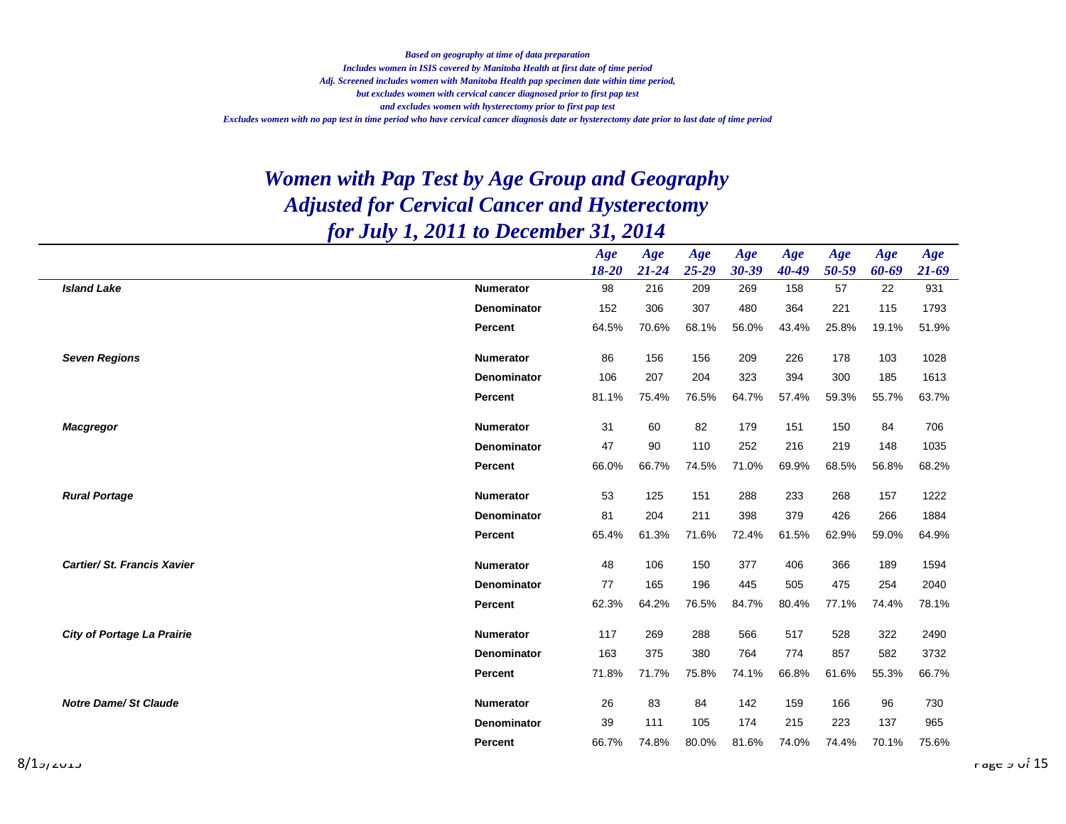*Based on geography at time of data preparation*
*Includes women in ISIS covered by Manitoba Health at first date of time period*
*Adj. Screened includes women with Manitoba Health pap specimen date within time period,*
*but excludes women with cervical cancer diagnosed prior to first pap test*
*and excludes women with hysterectomy prior to first pap test*
*Excludes women with no pap test in time period who have cervical cancer diagnosis date or hysterectomy date prior to last date of time period*

# *Women with Pap Test by Age Group and Geography*
# *Adjusted for Cervical Cancer and Hysterectomy*
# *for July 1, 2011 to December 31, 2014*

| | | Age 18-20 | Age 21-24 | Age 25-29 | Age 30-39 | Age 40-49 | Age 50-59 | Age 60-69 | Age 21-69 |
|---|---|---|---|---|---|---|---|---|---|
| ***Island Lake*** | **Numerator** | 98 | 216 | 209 | 269 | 158 | 57 | 22 | 931 |
| | **Denominator** | 152 | 306 | 307 | 480 | 364 | 221 | 115 | 1793 |
| | **Percent** | 64.5% | 70.6% | 68.1% | 56.0% | 43.4% | 25.8% | 19.1% | 51.9% |
| ***Seven Regions*** | **Numerator** | 86 | 156 | 156 | 209 | 226 | 178 | 103 | 1028 |
| | **Denominator** | 106 | 207 | 204 | 323 | 394 | 300 | 185 | 1613 |
| | **Percent** | 81.1% | 75.4% | 76.5% | 64.7% | 57.4% | 59.3% | 55.7% | 63.7% |
| ***Macgregor*** | **Numerator** | 31 | 60 | 82 | 179 | 151 | 150 | 84 | 706 |
| | **Denominator** | 47 | 90 | 110 | 252 | 216 | 219 | 148 | 1035 |
| | **Percent** | 66.0% | 66.7% | 74.5% | 71.0% | 69.9% | 68.5% | 56.8% | 68.2% |
| ***Rural Portage*** | **Numerator** | 53 | 125 | 151 | 288 | 233 | 268 | 157 | 1222 |
| | **Denominator** | 81 | 204 | 211 | 398 | 379 | 426 | 266 | 1884 |
| | **Percent** | 65.4% | 61.3% | 71.6% | 72.4% | 61.5% | 62.9% | 59.0% | 64.9% |
| ***Cartier/ St. Francis Xavier*** | **Numerator** | 48 | 106 | 150 | 377 | 406 | 366 | 189 | 1594 |
| | **Denominator** | 77 | 165 | 196 | 445 | 505 | 475 | 254 | 2040 |
| | **Percent** | 62.3% | 64.2% | 76.5% | 84.7% | 80.4% | 77.1% | 74.4% | 78.1% |
| ***City of Portage La Prairie*** | **Numerator** | 117 | 269 | 288 | 566 | 517 | 528 | 322 | 2490 |
| | **Denominator** | 163 | 375 | 380 | 764 | 774 | 857 | 582 | 3732 |
| | **Percent** | 71.8% | 71.7% | 75.8% | 74.1% | 66.8% | 61.6% | 55.3% | 66.7% |
| ***Notre Dame/ St Claude*** | **Numerator** | 26 | 83 | 84 | 142 | 159 | 166 | 96 | 730 |
| | **Denominator** | 39 | 111 | 105 | 174 | 215 | 223 | 137 | 965 |
| | **Percent** | 66.7% | 74.8% | 80.0% | 81.6% | 74.0% | 74.4% | 70.1% | 75.6% |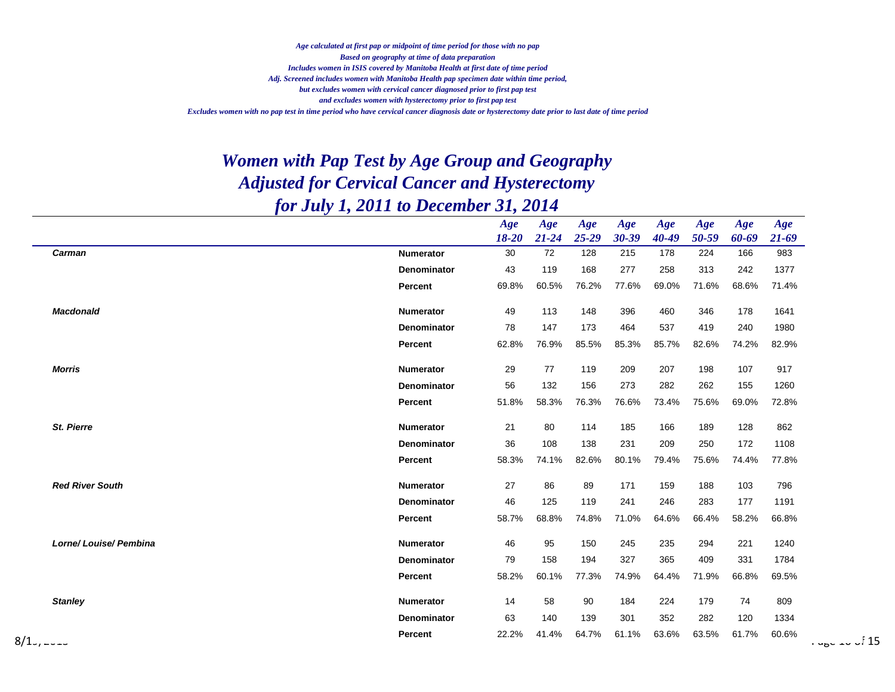*Age calculated at first pap or midpoint of time period for those with no pap*
*Based on geography at time of data preparation*
*Includes women in ISIS covered by Manitoba Health at first date of time period*
*Adj. Screened includes women with Manitoba Health pap specimen date within time period,*
*but excludes women with cervical cancer diagnosed prior to first pap test*
*and excludes women with hysterectomy prior to first pap test*
*Excludes women with no pap test in time period who have cervical cancer diagnosis date or hysterectomy date prior to last date of time period*

# *Women with Pap Test by Age Group and Geography*
# *Adjusted for Cervical Cancer and Hysterectomy*
# *for July 1, 2011 to December 31, 2014*

| | | Age 18-20 | Age 21-24 | Age 25-29 | Age 30-39 | Age 40-49 | Age 50-59 | Age 60-69 | Age 21-69 |
|---|---|---|---|---|---|---|---|---|---|
| ***Carman*** | **Numerator** | 30 | 72 | 128 | 215 | 178 | 224 | 166 | 983 |
| | **Denominator** | 43 | 119 | 168 | 277 | 258 | 313 | 242 | 1377 |
| | **Percent** | 69.8% | 60.5% | 76.2% | 77.6% | 69.0% | 71.6% | 68.6% | 71.4% |
| ***Macdonald*** | **Numerator** | 49 | 113 | 148 | 396 | 460 | 346 | 178 | 1641 |
| | **Denominator** | 78 | 147 | 173 | 464 | 537 | 419 | 240 | 1980 |
| | **Percent** | 62.8% | 76.9% | 85.5% | 85.3% | 85.7% | 82.6% | 74.2% | 82.9% |
| ***Morris*** | **Numerator** | 29 | 77 | 119 | 209 | 207 | 198 | 107 | 917 |
| | **Denominator** | 56 | 132 | 156 | 273 | 282 | 262 | 155 | 1260 |
| | **Percent** | 51.8% | 58.3% | 76.3% | 76.6% | 73.4% | 75.6% | 69.0% | 72.8% |
| ***St. Pierre*** | **Numerator** | 21 | 80 | 114 | 185 | 166 | 189 | 128 | 862 |
| | **Denominator** | 36 | 108 | 138 | 231 | 209 | 250 | 172 | 1108 |
| | **Percent** | 58.3% | 74.1% | 82.6% | 80.1% | 79.4% | 75.6% | 74.4% | 77.8% |
| ***Red River South*** | **Numerator** | 27 | 86 | 89 | 171 | 159 | 188 | 103 | 796 |
| | **Denominator** | 46 | 125 | 119 | 241 | 246 | 283 | 177 | 1191 |
| | **Percent** | 58.7% | 68.8% | 74.8% | 71.0% | 64.6% | 66.4% | 58.2% | 66.8% |
| ***Lorne/ Louise/ Pembina*** | **Numerator** | 46 | 95 | 150 | 245 | 235 | 294 | 221 | 1240 |
| | **Denominator** | 79 | 158 | 194 | 327 | 365 | 409 | 331 | 1784 |
| | **Percent** | 58.2% | 60.1% | 77.3% | 74.9% | 64.4% | 71.9% | 66.8% | 69.5% |
| ***Stanley*** | **Numerator** | 14 | 58 | 90 | 184 | 224 | 179 | 74 | 809 |
| | **Denominator** | 63 | 140 | 139 | 301 | 352 | 282 | 120 | 1334 |
| | **Percent** | 22.2% | 41.4% | 64.7% | 61.1% | 63.6% | 63.5% | 61.7% | 60.6% |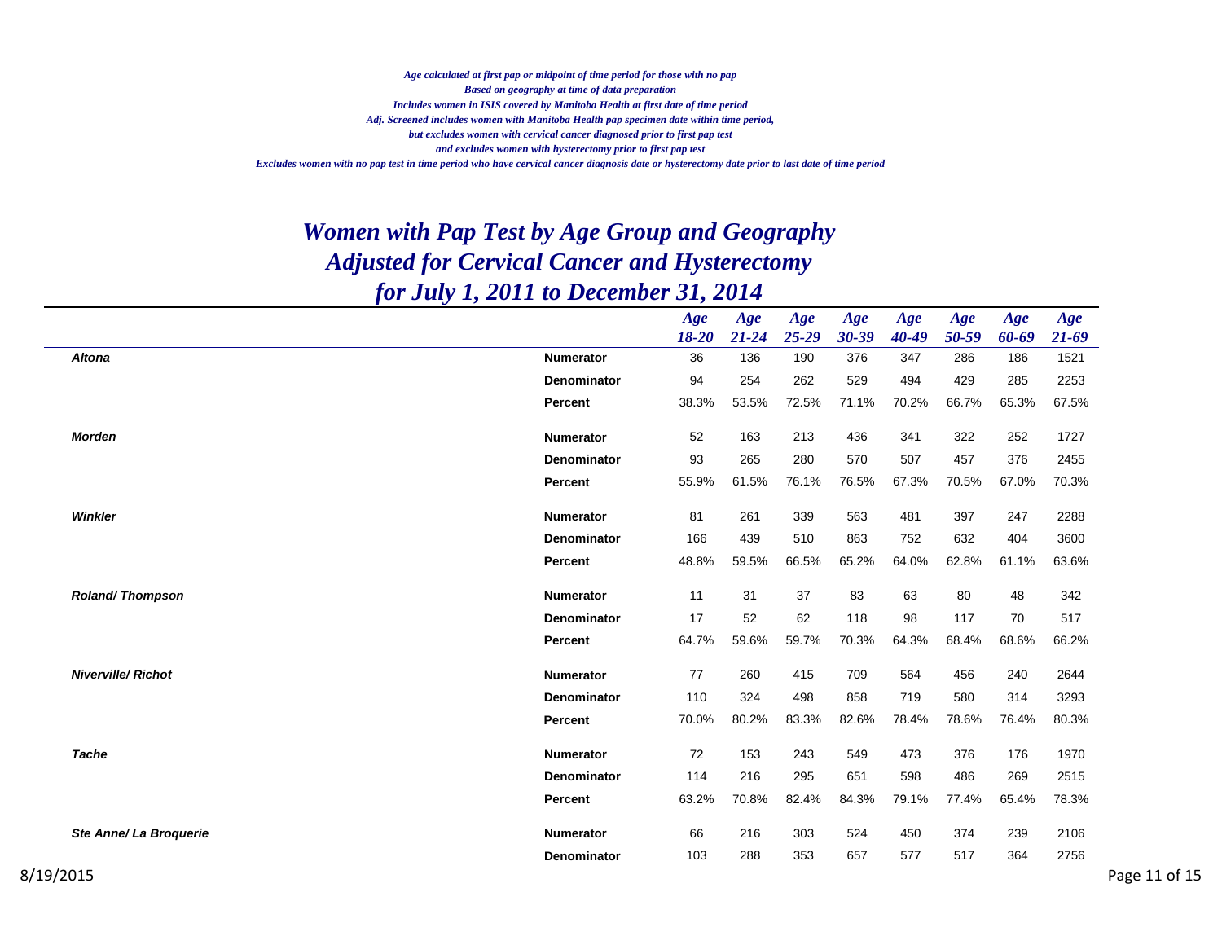*Age calculated at first pap or midpoint of time period for those with no pap*
*Based on geography at time of data preparation*
*Includes women in ISIS covered by Manitoba Health at first date of time period*
*Adj. Screened includes women with Manitoba Health pap specimen date within time period,*
*but excludes women with cervical cancer diagnosed prior to first pap test*
*and excludes women with hysterectomy prior to first pap test*
*Excludes women with no pap test in time period who have cervical cancer diagnosis date or hysterectomy date prior to last date of time period*

# Women with Pap Test by Age Group and Geography
# Adjusted for Cervical Cancer and Hysterectomy
# for July 1, 2011 to December 31, 2014

| | | Age 18-20 | Age 21-24 | Age 25-29 | Age 30-39 | Age 40-49 | Age 50-59 | Age 60-69 | Age 21-69 |
|---|---|---|---|---|---|---|---|---|---|
| **Altona** | **Numerator** | 36 | 136 | 190 | 376 | 347 | 286 | 186 | 1521 |
| | **Denominator** | 94 | 254 | 262 | 529 | 494 | 429 | 285 | 2253 |
| | **Percent** | 38.3% | 53.5% | 72.5% | 71.1% | 70.2% | 66.7% | 65.3% | 67.5% |
| **Morden** | **Numerator** | 52 | 163 | 213 | 436 | 341 | 322 | 252 | 1727 |
| | **Denominator** | 93 | 265 | 280 | 570 | 507 | 457 | 376 | 2455 |
| | **Percent** | 55.9% | 61.5% | 76.1% | 76.5% | 67.3% | 70.5% | 67.0% | 70.3% |
| **Winkler** | **Numerator** | 81 | 261 | 339 | 563 | 481 | 397 | 247 | 2288 |
| | **Denominator** | 166 | 439 | 510 | 863 | 752 | 632 | 404 | 3600 |
| | **Percent** | 48.8% | 59.5% | 66.5% | 65.2% | 64.0% | 62.8% | 61.1% | 63.6% |
| **Roland/ Thompson** | **Numerator** | 11 | 31 | 37 | 83 | 63 | 80 | 48 | 342 |
| | **Denominator** | 17 | 52 | 62 | 118 | 98 | 117 | 70 | 517 |
| | **Percent** | 64.7% | 59.6% | 59.7% | 70.3% | 64.3% | 68.4% | 68.6% | 66.2% |
| **Niverville/ Richot** | **Numerator** | 77 | 260 | 415 | 709 | 564 | 456 | 240 | 2644 |
| | **Denominator** | 110 | 324 | 498 | 858 | 719 | 580 | 314 | 3293 |
| | **Percent** | 70.0% | 80.2% | 83.3% | 82.6% | 78.4% | 78.6% | 76.4% | 80.3% |
| **Tache** | **Numerator** | 72 | 153 | 243 | 549 | 473 | 376 | 176 | 1970 |
| | **Denominator** | 114 | 216 | 295 | 651 | 598 | 486 | 269 | 2515 |
| | **Percent** | 63.2% | 70.8% | 82.4% | 84.3% | 79.1% | 77.4% | 65.4% | 78.3% |
| **Ste Anne/ La Broquerie** | **Numerator** | 66 | 216 | 303 | 524 | 450 | 374 | 239 | 2106 |
| | **Denominator** | 103 | 288 | 353 | 657 | 577 | 517 | 364 | 2756 |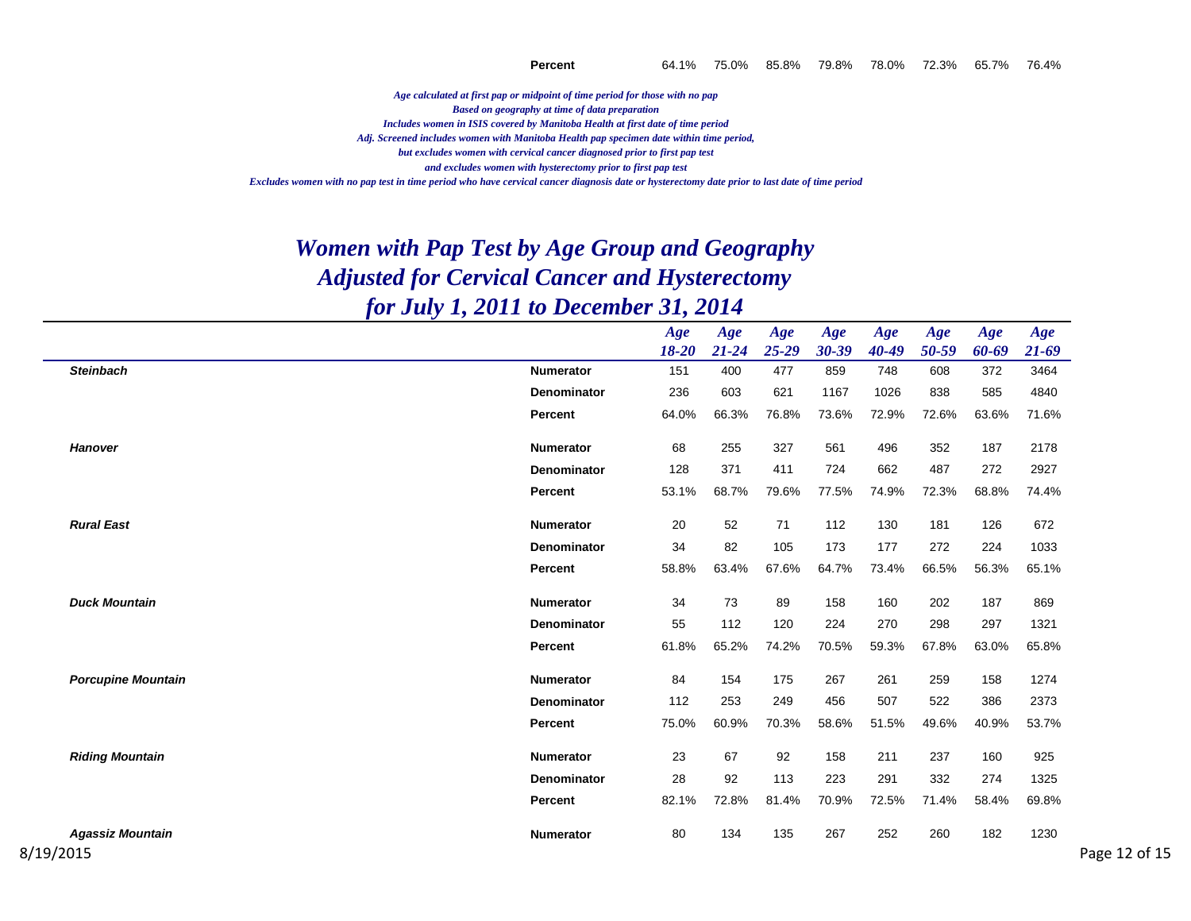| | | | | | | | | | |
|---|---|---|---|---|---|---|---|---|---|
| | **Percent** | 64.1% | 75.0% | 85.8% | 79.8% | 78.0% | 72.3% | 65.7% | 76.4% |

*Age calculated at first pap or midpoint of time period for those with no pap*
*Based on geography at time of data preparation*
*Includes women in ISIS covered by Manitoba Health at first date of time period*
*Adj. Screened includes women with Manitoba Health pap specimen date within time period,*
*but excludes women with cervical cancer diagnosed prior to first pap test*
*and excludes women with hysterectomy prior to first pap test*
*Excludes women with no pap test in time period who have cervical cancer diagnosis date or hysterectomy date prior to last date of time period*

# Women with Pap Test by Age Group and Geography
## Adjusted for Cervical Cancer and Hysterectomy
## for July 1, 2011 to December 31, 2014

| | | Age 18-20 | Age 21-24 | Age 25-29 | Age 30-39 | Age 40-49 | Age 50-59 | Age 60-69 | Age 21-69 |
|---|---|---|---|---|---|---|---|---|---|
| ***Steinbach*** | **Numerator** | 151 | 400 | 477 | 859 | 748 | 608 | 372 | 3464 |
| | **Denominator** | 236 | 603 | 621 | 1167 | 1026 | 838 | 585 | 4840 |
| | **Percent** | 64.0% | 66.3% | 76.8% | 73.6% | 72.9% | 72.6% | 63.6% | 71.6% |
| ***Hanover*** | **Numerator** | 68 | 255 | 327 | 561 | 496 | 352 | 187 | 2178 |
| | **Denominator** | 128 | 371 | 411 | 724 | 662 | 487 | 272 | 2927 |
| | **Percent** | 53.1% | 68.7% | 79.6% | 77.5% | 74.9% | 72.3% | 68.8% | 74.4% |
| ***Rural East*** | **Numerator** | 20 | 52 | 71 | 112 | 130 | 181 | 126 | 672 |
| | **Denominator** | 34 | 82 | 105 | 173 | 177 | 272 | 224 | 1033 |
| | **Percent** | 58.8% | 63.4% | 67.6% | 64.7% | 73.4% | 66.5% | 56.3% | 65.1% |
| ***Duck Mountain*** | **Numerator** | 34 | 73 | 89 | 158 | 160 | 202 | 187 | 869 |
| | **Denominator** | 55 | 112 | 120 | 224 | 270 | 298 | 297 | 1321 |
| | **Percent** | 61.8% | 65.2% | 74.2% | 70.5% | 59.3% | 67.8% | 63.0% | 65.8% |
| ***Porcupine Mountain*** | **Numerator** | 84 | 154 | 175 | 267 | 261 | 259 | 158 | 1274 |
| | **Denominator** | 112 | 253 | 249 | 456 | 507 | 522 | 386 | 2373 |
| | **Percent** | 75.0% | 60.9% | 70.3% | 58.6% | 51.5% | 49.6% | 40.9% | 53.7% |
| ***Riding Mountain*** | **Numerator** | 23 | 67 | 92 | 158 | 211 | 237 | 160 | 925 |
| | **Denominator** | 28 | 92 | 113 | 223 | 291 | 332 | 274 | 1325 |
| | **Percent** | 82.1% | 72.8% | 81.4% | 70.9% | 72.5% | 71.4% | 58.4% | 69.8% |
| ***Agassiz Mountain*** | **Numerator** | 80 | 134 | 135 | 267 | 252 | 260 | 182 | 1230 |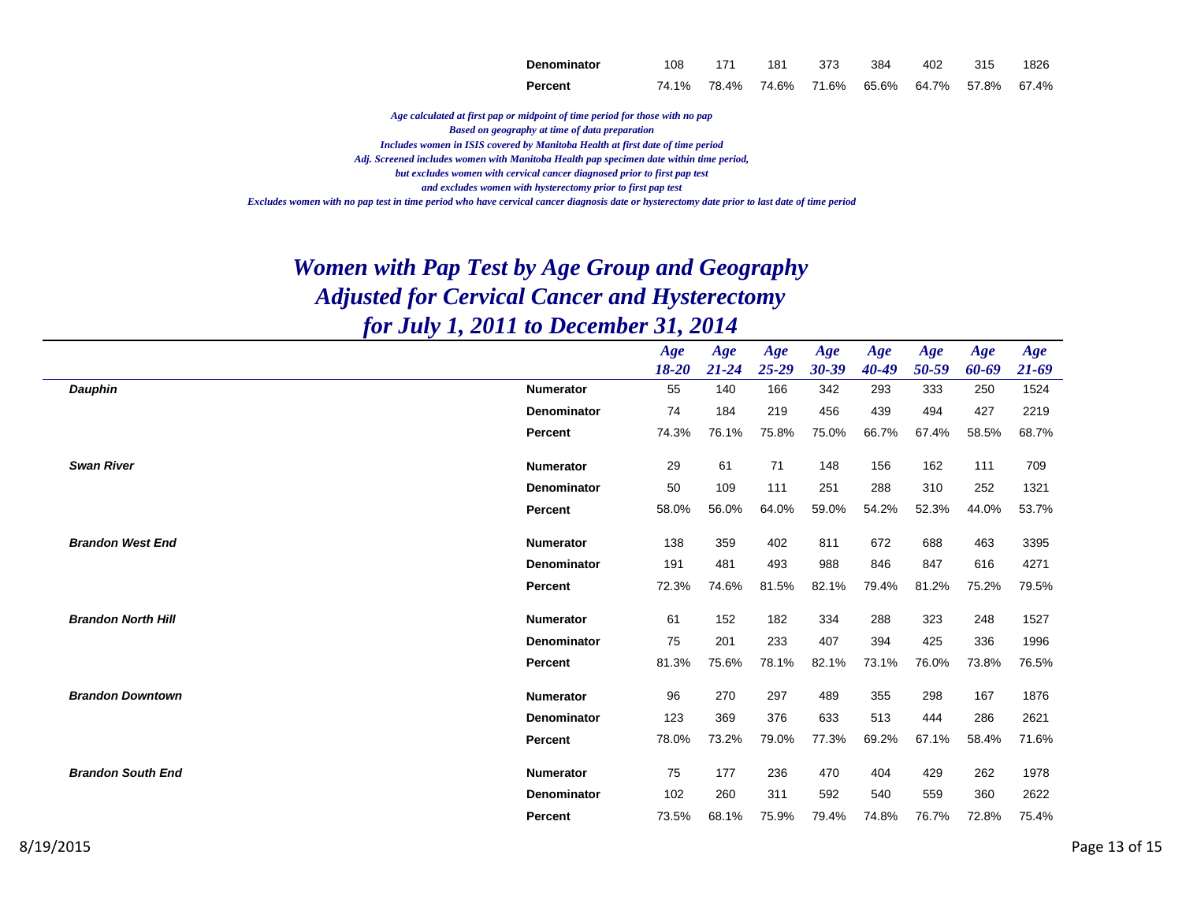| | | Age 18-20 | Age 21-24 | Age 25-29 | Age 30-39 | Age 40-49 | Age 50-59 | Age 60-69 | Age 21-69 |
|---|---|---|---|---|---|---|---|---|---|
| | Denominator | 108 | 171 | 181 | 373 | 384 | 402 | 315 | 1826 |
| | Percent | 74.1% | 78.4% | 74.6% | 71.6% | 65.6% | 64.7% | 57.8% | 67.4% |

*Age calculated at first pap or midpoint of time period for those with no pap*
*Based on geography at time of data preparation*
*Includes women in ISIS covered by Manitoba Health at first date of time period*
*Adj. Screened includes women with Manitoba Health pap specimen date within time period,*
*but excludes women with cervical cancer diagnosed prior to first pap test*
*and excludes women with hysterectomy prior to first pap test*
*Excludes women with no pap test in time period who have cervical cancer diagnosis date or hysterectomy date prior to last date of time period*

# *Women with Pap Test by Age Group and Geography*
# *Adjusted for Cervical Cancer and Hysterectomy*
# *for July 1, 2011 to December 31, 2014*

| | | Age 18-20 | Age 21-24 | Age 25-29 | Age 30-39 | Age 40-49 | Age 50-59 | Age 60-69 | Age 21-69 |
|---|---|---|---|---|---|---|---|---|---|
| **Dauphin** | Numerator | 55 | 140 | 166 | 342 | 293 | 333 | 250 | 1524 |
| | Denominator | 74 | 184 | 219 | 456 | 439 | 494 | 427 | 2219 |
| | Percent | 74.3% | 76.1% | 75.8% | 75.0% | 66.7% | 67.4% | 58.5% | 68.7% |
| **Swan River** | Numerator | 29 | 61 | 71 | 148 | 156 | 162 | 111 | 709 |
| | Denominator | 50 | 109 | 111 | 251 | 288 | 310 | 252 | 1321 |
| | Percent | 58.0% | 56.0% | 64.0% | 59.0% | 54.2% | 52.3% | 44.0% | 53.7% |
| **Brandon West End** | Numerator | 138 | 359 | 402 | 811 | 672 | 688 | 463 | 3395 |
| | Denominator | 191 | 481 | 493 | 988 | 846 | 847 | 616 | 4271 |
| | Percent | 72.3% | 74.6% | 81.5% | 82.1% | 79.4% | 81.2% | 75.2% | 79.5% |
| **Brandon North Hill** | Numerator | 61 | 152 | 182 | 334 | 288 | 323 | 248 | 1527 |
| | Denominator | 75 | 201 | 233 | 407 | 394 | 425 | 336 | 1996 |
| | Percent | 81.3% | 75.6% | 78.1% | 82.1% | 73.1% | 76.0% | 73.8% | 76.5% |
| **Brandon Downtown** | Numerator | 96 | 270 | 297 | 489 | 355 | 298 | 167 | 1876 |
| | Denominator | 123 | 369 | 376 | 633 | 513 | 444 | 286 | 2621 |
| | Percent | 78.0% | 73.2% | 79.0% | 77.3% | 69.2% | 67.1% | 58.4% | 71.6% |
| **Brandon South End** | Numerator | 75 | 177 | 236 | 470 | 404 | 429 | 262 | 1978 |
| | Denominator | 102 | 260 | 311 | 592 | 540 | 559 | 360 | 2622 |
| | Percent | 73.5% | 68.1% | 75.9% | 79.4% | 74.8% | 76.7% | 72.8% | 75.4% |

8/19/2015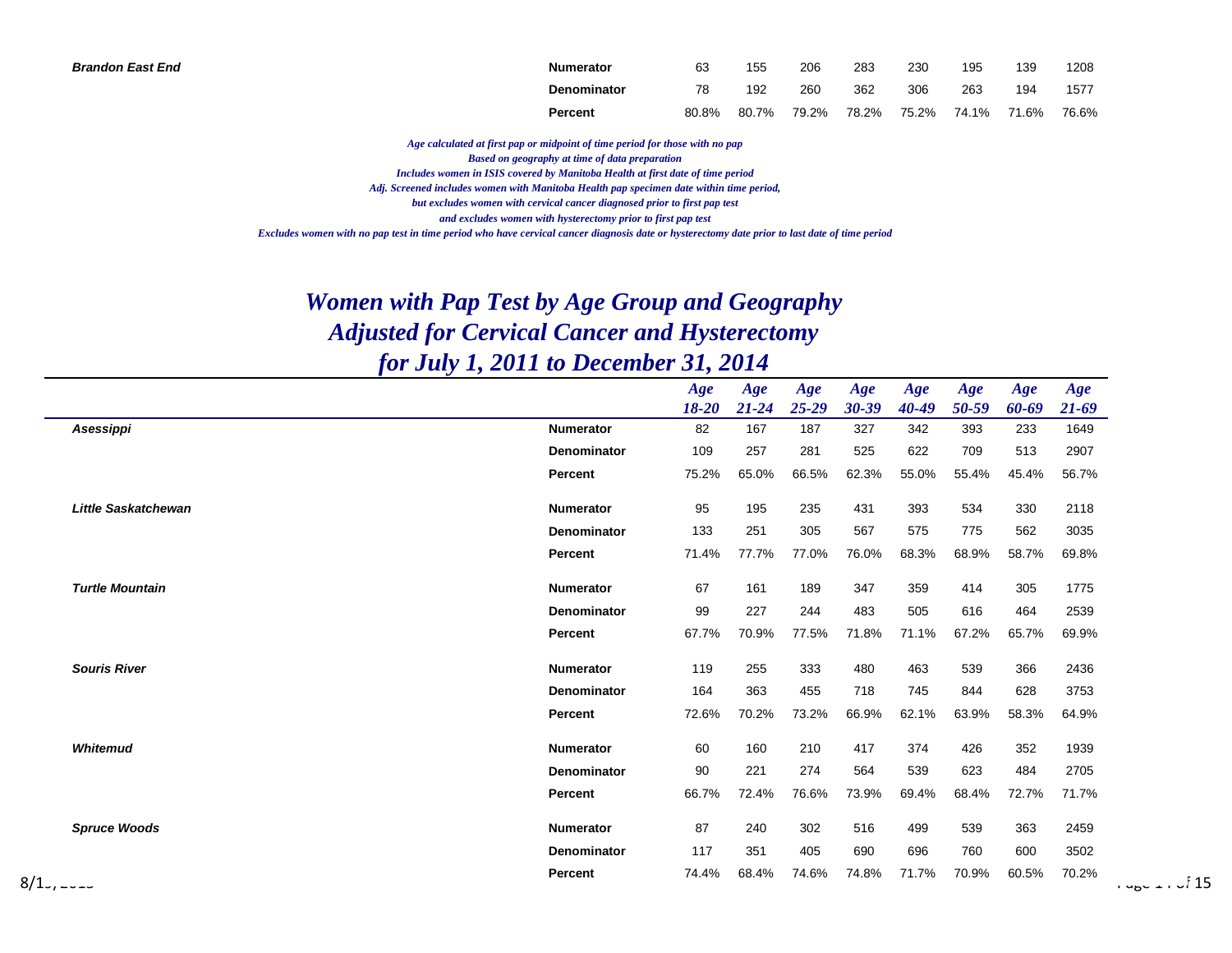| | | | | | | | | | |
|---|---|---|---|---|---|---|---|---|---|
| ***Brandon East End*** | **Numerator** | 63 | 155 | 206 | 283 | 230 | 195 | 139 | 1208 |
| | **Denominator** | 78 | 192 | 260 | 362 | 306 | 263 | 194 | 1577 |
| | **Percent** | 80.8% | 80.7% | 79.2% | 78.2% | 75.2% | 74.1% | 71.6% | 76.6% |

*Age calculated at first pap or midpoint of time period for those with no pap*
*Based on geography at time of data preparation*
*Includes women in ISIS covered by Manitoba Health at first date of time period*
*Adj. Screened includes women with Manitoba Health pap specimen date within time period,*
*but excludes women with cervical cancer diagnosed prior to first pap test*
*and excludes women with hysterectomy prior to first pap test*
*Excludes women with no pap test in time period who have cervical cancer diagnosis date or hysterectomy date prior to last date of time period*

# *Women with Pap Test by Age Group and Geography*
# *Adjusted for Cervical Cancer and Hysterectomy*
# *for July 1, 2011 to December 31, 2014*

| | | *Age 18-20* | *Age 21-24* | *Age 25-29* | *Age 30-39* | *Age 40-49* | *Age 50-59* | *Age 60-69* | *Age 21-69* |
|---|---|---|---|---|---|---|---|---|---|
| ***Asessippi*** | **Numerator** | 82 | 167 | 187 | 327 | 342 | 393 | 233 | 1649 |
| | **Denominator** | 109 | 257 | 281 | 525 | 622 | 709 | 513 | 2907 |
| | **Percent** | 75.2% | 65.0% | 66.5% | 62.3% | 55.0% | 55.4% | 45.4% | 56.7% |
| ***Little Saskatchewan*** | **Numerator** | 95 | 195 | 235 | 431 | 393 | 534 | 330 | 2118 |
| | **Denominator** | 133 | 251 | 305 | 567 | 575 | 775 | 562 | 3035 |
| | **Percent** | 71.4% | 77.7% | 77.0% | 76.0% | 68.3% | 68.9% | 58.7% | 69.8% |
| ***Turtle Mountain*** | **Numerator** | 67 | 161 | 189 | 347 | 359 | 414 | 305 | 1775 |
| | **Denominator** | 99 | 227 | 244 | 483 | 505 | 616 | 464 | 2539 |
| | **Percent** | 67.7% | 70.9% | 77.5% | 71.8% | 71.1% | 67.2% | 65.7% | 69.9% |
| ***Souris River*** | **Numerator** | 119 | 255 | 333 | 480 | 463 | 539 | 366 | 2436 |
| | **Denominator** | 164 | 363 | 455 | 718 | 745 | 844 | 628 | 3753 |
| | **Percent** | 72.6% | 70.2% | 73.2% | 66.9% | 62.1% | 63.9% | 58.3% | 64.9% |
| ***Whitemud*** | **Numerator** | 60 | 160 | 210 | 417 | 374 | 426 | 352 | 1939 |
| | **Denominator** | 90 | 221 | 274 | 564 | 539 | 623 | 484 | 2705 |
| | **Percent** | 66.7% | 72.4% | 76.6% | 73.9% | 69.4% | 68.4% | 72.7% | 71.7% |
| ***Spruce Woods*** | **Numerator** | 87 | 240 | 302 | 516 | 499 | 539 | 363 | 2459 |
| | **Denominator** | 117 | 351 | 405 | 690 | 696 | 760 | 600 | 3502 |
| | **Percent** | 74.4% | 68.4% | 74.6% | 74.8% | 71.7% | 70.9% | 60.5% | 70.2% |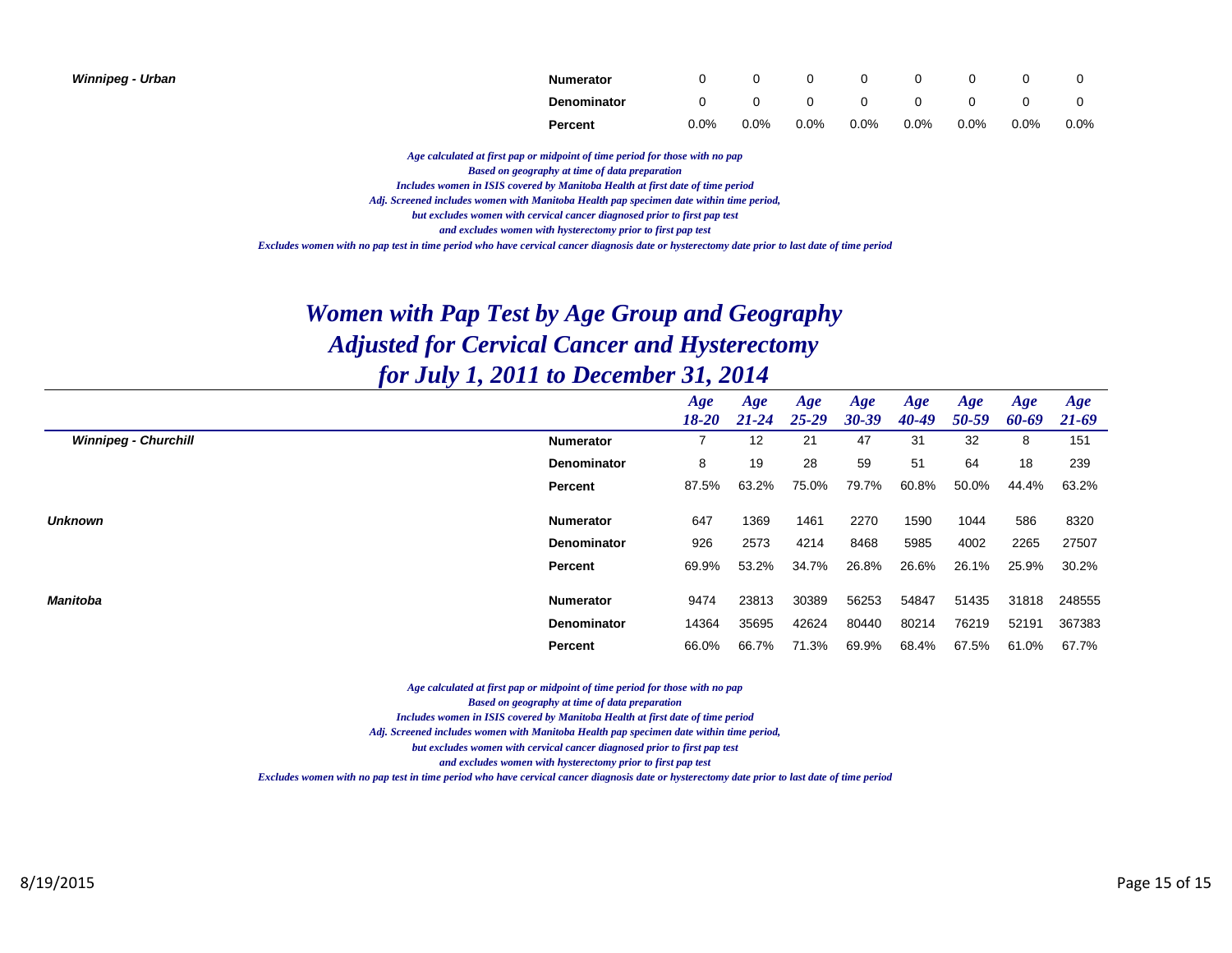| | | | | | | | | | |
|---|---|---|---|---|---|---|---|---|---|
| ***Winnipeg - Urban*** | **Numerator** | 0 | 0 | 0 | 0 | 0 | 0 | 0 | 0 |
| | **Denominator** | 0 | 0 | 0 | 0 | 0 | 0 | 0 | 0 |
| | **Percent** | 0.0% | 0.0% | 0.0% | 0.0% | 0.0% | 0.0% | 0.0% | 0.0% |

*Age calculated at first pap or midpoint of time period for those with no pap*
*Based on geography at time of data preparation*
*Includes women in ISIS covered by Manitoba Health at first date of time period*
*Adj. Screened includes women with Manitoba Health pap specimen date within time period,*
*but excludes women with cervical cancer diagnosed prior to first pap test*
*and excludes women with hysterectomy prior to first pap test*
*Excludes women with no pap test in time period who have cervical cancer diagnosis date or hysterectomy date prior to last date of time period*

# Women with Pap Test by Age Group and Geography
# Adjusted for Cervical Cancer and Hysterectomy
# for July 1, 2011 to December 31, 2014

| | | *Age 18-20* | *Age 21-24* | *Age 25-29* | *Age 30-39* | *Age 40-49* | *Age 50-59* | *Age 60-69* | *Age 21-69* |
|---|---|---|---|---|---|---|---|---|---|
| ***Winnipeg - Churchill*** | **Numerator** | 7 | 12 | 21 | 47 | 31 | 32 | 8 | 151 |
| | **Denominator** | 8 | 19 | 28 | 59 | 51 | 64 | 18 | 239 |
| | **Percent** | 87.5% | 63.2% | 75.0% | 79.7% | 60.8% | 50.0% | 44.4% | 63.2% |
| ***Unknown*** | **Numerator** | 647 | 1369 | 1461 | 2270 | 1590 | 1044 | 586 | 8320 |
| | **Denominator** | 926 | 2573 | 4214 | 8468 | 5985 | 4002 | 2265 | 27507 |
| | **Percent** | 69.9% | 53.2% | 34.7% | 26.8% | 26.6% | 26.1% | 25.9% | 30.2% |
| ***Manitoba*** | **Numerator** | 9474 | 23813 | 30389 | 56253 | 54847 | 51435 | 31818 | 248555 |
| | **Denominator** | 14364 | 35695 | 42624 | 80440 | 80214 | 76219 | 52191 | 367383 |
| | **Percent** | 66.0% | 66.7% | 71.3% | 69.9% | 68.4% | 67.5% | 61.0% | 67.7% |

*Age calculated at first pap or midpoint of time period for those with no pap*
*Based on geography at time of data preparation*
*Includes women in ISIS covered by Manitoba Health at first date of time period*
*Adj. Screened includes women with Manitoba Health pap specimen date within time period,*
*but excludes women with cervical cancer diagnosed prior to first pap test*
*and excludes women with hysterectomy prior to first pap test*
*Excludes women with no pap test in time period who have cervical cancer diagnosis date or hysterectomy date prior to last date of time period*

8/19/2015